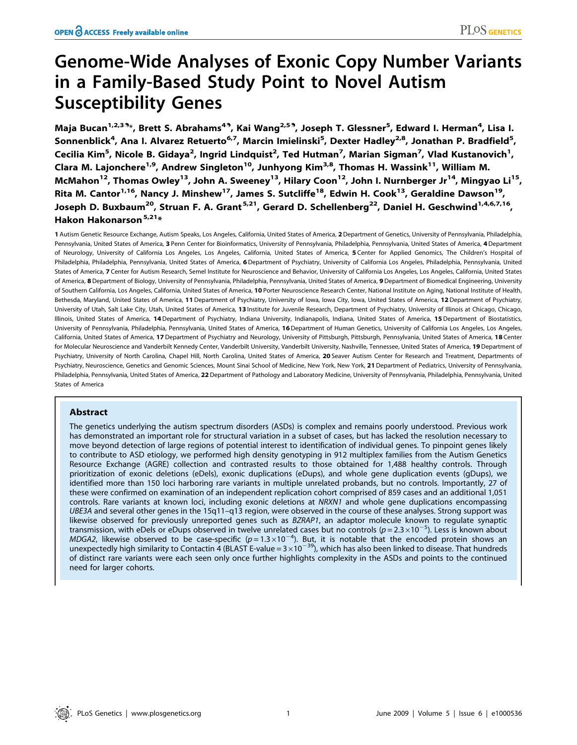# Genome-Wide Analyses of Exonic Copy Number Variants in a Family-Based Study Point to Novel Autism Susceptibility Genes

**Maja Bucan[1,2,3]\*, Brett S. Abrahams[4], Kai Wang[2,5], Joseph T. Glessner[5], Edward I. Herman[4], Lisa I. Sonnenblick[4], Ana I. Alvarez Retuerto[6,7], Marcin Imielinski[5], Dexter Hadley[2,8], Jonathan P. Bradfield[5], Cecilia Kim[5], Nicole B. Gidaya[2], Ingrid Lindquist[2], Ted Hutman[7], Marian Sigman[7], Vlad Kustanovich[1], Clara M. Lajonchere[1,9], Andrew Singleton[10], Junhyong Kim[3,8], Thomas H. Wassink[11], William M. McMahon[12], Thomas Owley[13], John A. Sweeney[13], Hilary Coon[12], John I. Nurnberger Jr[14], Mingyao Li[15], Rita M. Cantor[1,16], Nancy J. Minshew[17], James S. Sutcliffe[18], Edwin H. Cook[13], Geraldine Dawson[19], Joseph D. Buxbaum[20], Struan F. A. Grant[5,21], Gerard D. Schellenberg[22], Daniel H. Geschwind[1,4,6,7,16], Hakon Hakonarson[5,21]\***

1 Autism Genetic Resource Exchange, Autism Speaks, Los Angeles, California, United States of America, 2 Department of Genetics, University of Pennsylvania, Philadelphia, Pennsylvania, United States of America, 3 Penn Center for Bioinformatics, University of Pennsylvania, Philadelphia, Pennsylvania, United States of America, 4 Department of Neurology, University of California Los Angeles, Los Angeles, California, United States of America, 5 Center for Applied Genomics, The Children's Hospital of Philadelphia, Philadelphia, Pennsylvania, United States of America, 6 Department of Psychiatry, University of California Los Angeles, Philadelphia, Pennsylvania, United States of America, 7 Center for Autism Research, Semel Institute for Neuroscience and Behavior, University of California Los Angeles, Los Angeles, California, United States of America, 8 Department of Biology, University of Pennsylvania, Philadelphia, Pennsylvania, United States of America, 9 Department of Biomedical Engineering, University of Southern California, Los Angeles, California, United States of America, 10 Porter Neuroscience Research Center, National Institute on Aging, National Institute of Health, Bethesda, Maryland, United States of America, 11 Department of Psychiatry, University of Iowa, Iowa City, Iowa, United States of America, 12 Department of Psychiatry, University of Utah, Salt Lake City, Utah, United States of America, 13 Institute for Juvenile Research, Department of Psychiatry, University of Illinois at Chicago, Chicago, Illinois, United States of America, 14 Department of Psychiatry, Indiana University, Indianapolis, Indiana, United States of America, 15 Department of Biostatistics, University of Pennsylvania, Philadelphia, Pennsylvania, United States of America, 16 Department of Human Genetics, University of California Los Angeles, Los Angeles, California, United States of America, 17 Department of Psychiatry and Neurology, University of Pittsburgh, Pittsburgh, Pennsylvania, United States of America, 18 Center for Molecular Neuroscience and Vanderbilt Kennedy Center, Vanderbilt University, Vanderbilt University, Nashville, Tennessee, United States of America, 19 Department of Psychiatry, University of North Carolina, Chapel Hill, North Carolina, United States of America, 20 Seaver Autism Center for Research and Treatment, Departments of Psychiatry, Neuroscience, Genetics and Genomic Sciences, Mount Sinai School of Medicine, New York, New York, 21 Department of Pediatrics, University of Pennsylvania, Philadelphia, Pennsylvania, United States of America, 22 Department of Pathology and Laboratory Medicine, University of Pennsylvania, Philadelphia, Pennsylvania, United States of America

## Abstract

The genetics underlying the autism spectrum disorders (ASDs) is complex and remains poorly understood. Previous work has demonstrated an important role for structural variation in a subset of cases, but has lacked the resolution necessary to move beyond detection of large regions of potential interest to identification of individual genes. To pinpoint genes likely to contribute to ASD etiology, we performed high density genotyping in 912 multiplex families from the Autism Genetics Resource Exchange (AGRE) collection and contrasted results to those obtained for 1,488 healthy controls. Through prioritization of exonic deletions (eDels), exonic duplications (eDups), and whole gene duplication events (gDups), we identified more than 150 loci harboring rare variants in multiple unrelated probands, but no controls. Importantly, 27 of these were confirmed on examination of an independent replication cohort comprised of 859 cases and an additional 1,051 controls. Rare variants at known loci, including exonic deletions at *NRXN1* and whole gene duplications encompassing *UBE3A* and several other genes in the 15q11–q13 region, were observed in the course of these analyses. Strong support was likewise observed for previously unreported genes such as *BZRAP1*, an adaptor molecule known to regulate synaptic transmission, with eDels or eDups observed in twelve unrelated cases but no controls ($p = 2.3 \times 10^{-5}$). Less is known about *MDGA2*, likewise observed to be case-specific ($p = 1.3 \times 10^{-4}$). But, it is notable that the encoded protein shows an unexpectedly high similarity to Contactin 4 (BLAST E-value $= 3 \times 10^{-39}$), which has also been linked to disease. That hundreds of distinct rare variants were each seen only once further highlights complexity in the ASDs and points to the continued need for larger cohorts.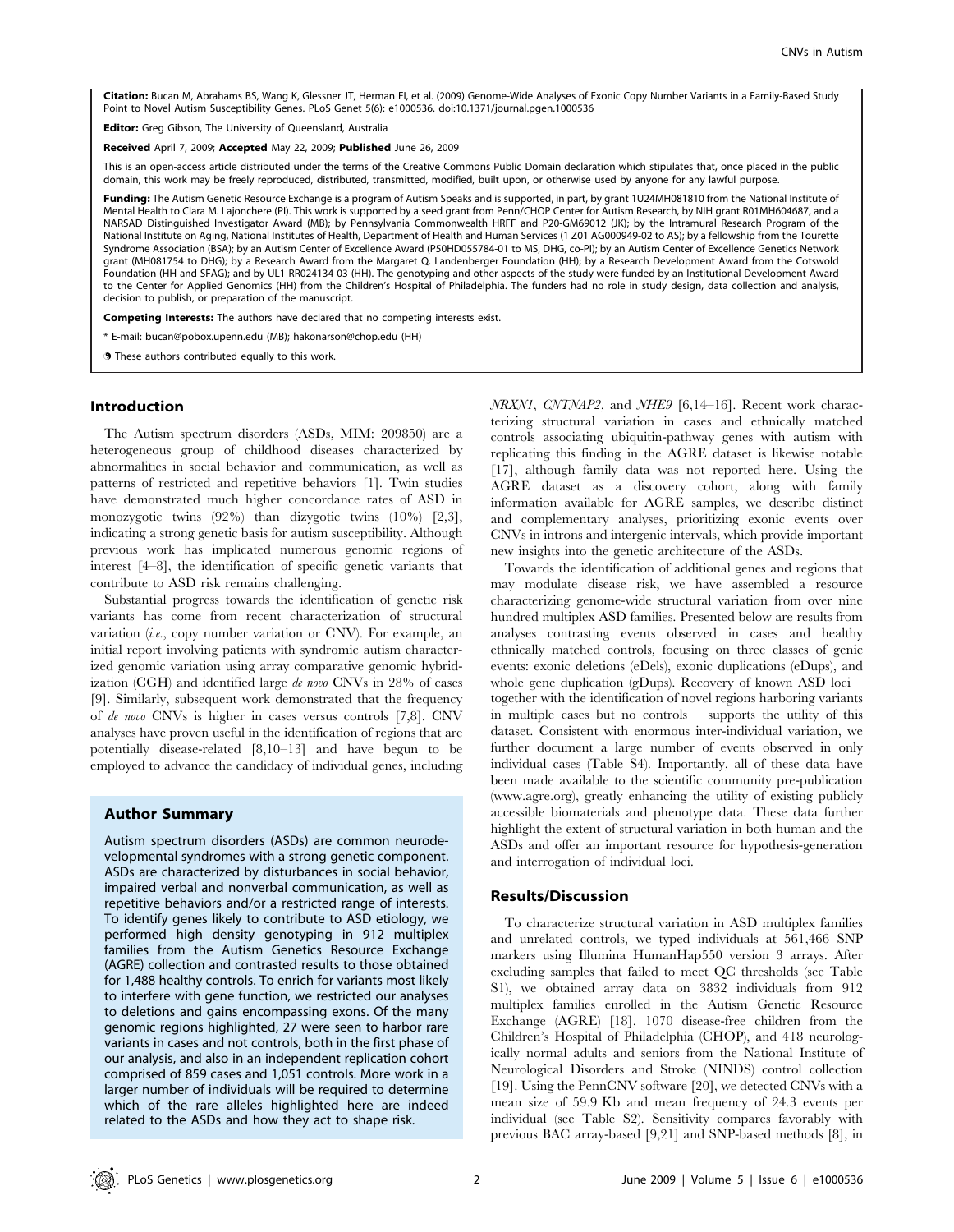**Citation:** Bucan M, Abrahams BS, Wang K, Glessner JT, Herman EI, et al. (2009) Genome-Wide Analyses of Exonic Copy Number Variants in a Family-Based Study Point to Novel Autism Susceptibility Genes. PLoS Genet 5(6): e1000536. doi:10.1371/journal.pgen.1000536

**Editor:** Greg Gibson, The University of Queensland, Australia

**Received** April 7, 2009; **Accepted** May 22, 2009; **Published** June 26, 2009

This is an open-access article distributed under the terms of the Creative Commons Public Domain declaration which stipulates that, once placed in the public domain, this work may be freely reproduced, distributed, transmitted, modified, built upon, or otherwise used by anyone for any lawful purpose.

**Funding:** The Autism Genetic Resource Exchange is a program of Autism Speaks and is supported, in part, by grant 1U24MH081810 from the National Institute of Mental Health to Clara M. Lajonchere (PI). This work is supported by a seed grant from Penn/CHOP Center for Autism Research, by NIH grant R01MH604687, and a NARSAD Distinguished Investigator Award (MB); by Pennsylvania Commonwealth HRFF and P20-GM69012 (JK); by the Intramural Research Program of the National Institute on Aging, National Institutes of Health, Department of Health and Human Services (1 Z01 AG000949-02 to AS); by a fellowship from the Tourette Syndrome Association (BSA); by an Autism Center of Excellence Award (P50HD055784-01 to MS, DHG, co-PI); by an Autism Center of Excellence Genetics Network grant (MH081754 to DHG); by a Research Award from the Margaret Q. Landenberger Foundation (HH); by a Research Development Award from the Cotswold Foundation (HH and SFAG); and by UL1-RR024134-03 (HH). The genotyping and other aspects of the study were funded by an Institutional Development Award to the Center for Applied Genomics (HH) from the Children's Hospital of Philadelphia. The funders had no role in study design, data collection and analysis, decision to publish, or preparation of the manuscript.

**Competing Interests:** The authors have declared that no competing interests exist.

\* E-mail: bucan@pobox.upenn.edu (MB); hakonarson@chop.edu (HH)

These authors contributed equally to this work.

## Introduction

The Autism spectrum disorders (ASDs, MIM: 209850) are a heterogeneous group of childhood diseases characterized by abnormalities in social behavior and communication, as well as patterns of restricted and repetitive behaviors [1]. Twin studies have demonstrated much higher concordance rates of ASD in monozygotic twins (92%) than dizygotic twins (10%) [2,3], indicating a strong genetic basis for autism susceptibility. Although previous work has implicated numerous genomic regions of interest [4–8], the identification of specific genetic variants that contribute to ASD risk remains challenging.

Substantial progress towards the identification of genetic risk variants has come from recent characterization of structural variation (*i.e.*, copy number variation or CNV). For example, an initial report involving patients with syndromic autism characterized genomic variation using array comparative genomic hybridization (CGH) and identified large *de novo* CNVs in 28% of cases [9]. Similarly, subsequent work demonstrated that the frequency of *de novo* CNVs is higher in cases versus controls [7,8]. CNV analyses have proven useful in the identification of regions that are potentially disease-related [8,10–13] and have begun to be employed to advance the candidacy of individual genes, including *NRXN1*, *CNTNAP2*, and *NHE9* [6,14–16]. Recent work characterizing structural variation in cases and ethnically matched controls associating ubiquitin-pathway genes with autism with replicating this finding in the AGRE dataset is likewise notable [17], although family data was not reported here. Using the AGRE dataset as a discovery cohort, along with family information available for AGRE samples, we describe distinct and complementary analyses, prioritizing exonic events over CNVs in introns and intergenic intervals, which provide important new insights into the genetic architecture of the ASDs.

Towards the identification of additional genes and regions that may modulate disease risk, we have assembled a resource characterizing genome-wide structural variation from over nine hundred multiplex ASD families. Presented below are results from analyses contrasting events observed in cases and healthy ethnically matched controls, focusing on three classes of genic events: exonic deletions (eDels), exonic duplications (eDups), and whole gene duplication (gDups). Recovery of known ASD loci – together with the identification of novel regions harboring variants in multiple cases but no controls – supports the utility of this dataset. Consistent with enormous inter-individual variation, we further document a large number of events observed in only individual cases (Table S4). Importantly, all of these data have been made available to the scientific community pre-publication (www.agre.org), greatly enhancing the utility of existing publicly accessible biomaterials and phenotype data. These data further highlight the extent of structural variation in both human and the ASDs and offer an important resource for hypothesis-generation and interrogation of individual loci.

### Author Summary

Autism spectrum disorders (ASDs) are common neurodevelopmental syndromes with a strong genetic component. ASDs are characterized by disturbances in social behavior, impaired verbal and nonverbal communication, as well as repetitive behaviors and/or a restricted range of interests. To identify genes likely to contribute to ASD etiology, we performed high density genotyping in 912 multiplex families from the Autism Genetics Resource Exchange (AGRE) collection and contrasted results to those obtained for 1,488 healthy controls. To enrich for variants most likely to interfere with gene function, we restricted our analyses to deletions and gains encompassing exons. Of the many genomic regions highlighted, 27 were seen to harbor rare variants in cases and not controls, both in the first phase of our analysis, and also in an independent replication cohort comprised of 859 cases and 1,051 controls. More work in a larger number of individuals will be required to determine which of the rare alleles highlighted here are indeed related to the ASDs and how they act to shape risk.

## Results/Discussion

To characterize structural variation in ASD multiplex families and unrelated controls, we typed individuals at 561,466 SNP markers using Illumina HumanHap550 version 3 arrays. After excluding samples that failed to meet QC thresholds (see Table S1), we obtained array data on 3832 individuals from 912 multiplex families enrolled in the Autism Genetic Resource Exchange (AGRE) [18], 1070 disease-free children from the Children's Hospital of Philadelphia (CHOP), and 418 neurologically normal adults and seniors from the National Institute of Neurological Disorders and Stroke (NINDS) control collection [19]. Using the PennCNV software [20], we detected CNVs with a mean size of 59.9 Kb and mean frequency of 24.3 events per individual (see Table S2). Sensitivity compares favorably with previous BAC array-based [9,21] and SNP-based methods [8], in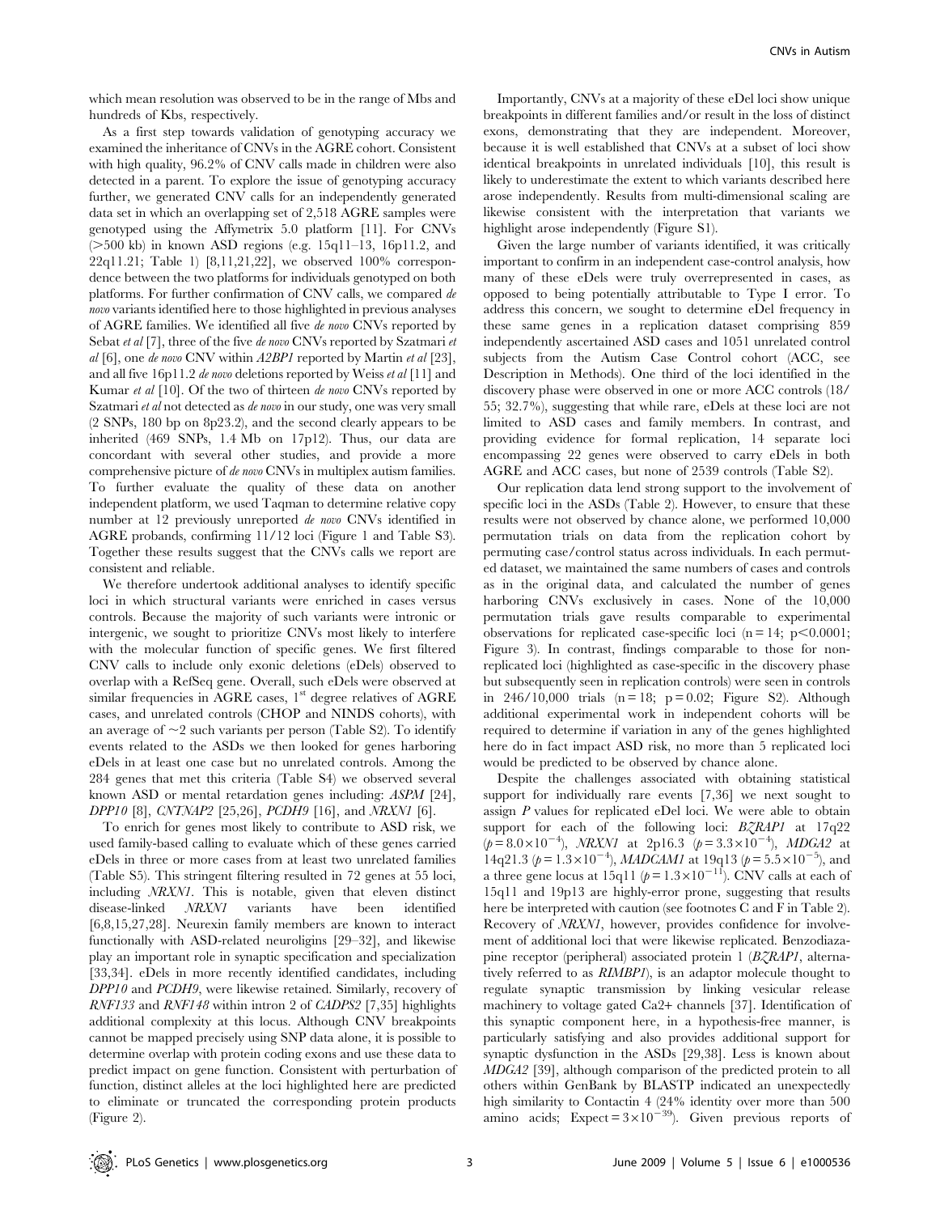which mean resolution was observed to be in the range of Mbs and hundreds of Kbs, respectively.

As a first step towards validation of genotyping accuracy we examined the inheritance of CNVs in the AGRE cohort. Consistent with high quality, 96.2% of CNV calls made in children were also detected in a parent. To explore the issue of genotyping accuracy further, we generated CNV calls for an independently generated data set in which an overlapping set of 2,518 AGRE samples were genotyped using the Affymetrix 5.0 platform [11]. For CNVs (>500 kb) in known ASD regions (e.g. 15q11–13, 16p11.2, and 22q11.21; Table 1) [8,11,21,22], we observed 100% correspondence between the two platforms for individuals genotyped on both platforms. For further confirmation of CNV calls, we compared *de novo* variants identified here to those highlighted in previous analyses of AGRE families. We identified all five *de novo* CNVs reported by Sebat *et al* [7], three of the five *de novo* CNVs reported by Szatmari *et al* [6], one *de novo* CNV within *A2BP1* reported by Martin *et al* [23], and all five 16p11.2 *de novo* deletions reported by Weiss *et al* [11] and Kumar *et al* [10]. Of the two of thirteen *de novo* CNVs reported by Szatmari *et al* not detected as *de novo* in our study, one was very small (2 SNPs, 180 bp on 8p23.2), and the second clearly appears to be inherited (469 SNPs, 1.4 Mb on 17p12). Thus, our data are concordant with several other studies, and provide a more comprehensive picture of *de novo* CNVs in multiplex autism families. To further evaluate the quality of these data on another independent platform, we used Taqman to determine relative copy number at 12 previously unreported *de novo* CNVs identified in AGRE probands, confirming 11/12 loci (Figure 1 and Table S3). Together these results suggest that the CNVs calls we report are consistent and reliable.

We therefore undertook additional analyses to identify specific loci in which structural variants were enriched in cases versus controls. Because the majority of such variants were intronic or intergenic, we sought to prioritize CNVs most likely to interfere with the molecular function of specific genes. We first filtered CNV calls to include only exonic deletions (eDels) observed to overlap with a RefSeq gene. Overall, such eDels were observed at similar frequencies in AGRE cases, 1st degree relatives of AGRE cases, and unrelated controls (CHOP and NINDS cohorts), with an average of ~2 such variants per person (Table S2). To identify events related to the ASDs we then looked for genes harboring eDels in at least one case but no unrelated controls. Among the 284 genes that met this criteria (Table S4) we observed several known ASD or mental retardation genes including: *ASPM* [24], *DPP10* [8], *CNTNAP2* [25,26], *PCDH9* [16], and *NRXN1* [6].

To enrich for genes most likely to contribute to ASD risk, we used family-based calling to evaluate which of these genes carried eDels in three or more cases from at least two unrelated families (Table S5). This stringent filtering resulted in 72 genes at 55 loci, including *NRXN1*. This is notable, given that eleven distinct disease-linked *NRXN1* variants have been identified [6,8,15,27,28]. Neurexin family members are known to interact functionally with ASD-related neuroligins [29–32], and likewise play an important role in synaptic specification and specialization [33,34]. eDels in more recently identified candidates, including *DPP10* and *PCDH9*, were likewise retained. Similarly, recovery of *RNF133* and *RNF148* within intron 2 of *CADPS2* [7,35] highlights additional complexity at this locus. Although CNV breakpoints cannot be mapped precisely using SNP data alone, it is possible to determine overlap with protein coding exons and use these data to predict impact on gene function. Consistent with perturbation of function, distinct alleles at the loci highlighted here are predicted to eliminate or truncated the corresponding protein products (Figure 2).

Importantly, CNVs at a majority of these eDel loci show unique breakpoints in different families and/or result in the loss of distinct exons, demonstrating that they are independent. Moreover, because it is well established that CNVs at a subset of loci show identical breakpoints in unrelated individuals [10], this result is likely to underestimate the extent to which variants described here arose independently. Results from multi-dimensional scaling are likewise consistent with the interpretation that variants we highlight arose independently (Figure S1).

Given the large number of variants identified, it was critically important to confirm in an independent case-control analysis, how many of these eDels were truly overrepresented in cases, as opposed to being potentially attributable to Type I error. To address this concern, we sought to determine eDel frequency in these same genes in a replication dataset comprising 859 independently ascertained ASD cases and 1051 unrelated control subjects from the Autism Case Control cohort (ACC, see Description in Methods). One third of the loci identified in the discovery phase were observed in one or more ACC controls (18/55; 32.7%), suggesting that while rare, eDels at these loci are not limited to ASD cases and family members. In contrast, and providing evidence for formal replication, 14 separate loci encompassing 22 genes were observed to carry eDels in both AGRE and ACC cases, but none of 2539 controls (Table S2).

Our replication data lend strong support to the involvement of specific loci in the ASDs (Table 2). However, to ensure that these results were not observed by chance alone, we performed 10,000 permutation trials on data from the replication cohort by permuting case/control status across individuals. In each permuted dataset, we maintained the same numbers of cases and controls as in the original data, and calculated the number of genes harboring CNVs exclusively in cases. None of the 10,000 permutation trials gave results comparable to experimental observations for replicated case-specific loci (n = 14; $p<0.0001$; Figure 3). In contrast, findings comparable to those for non-replicated loci (highlighted as case-specific in the discovery phase but subsequently seen in replication controls) were seen in controls in 246/10,000 trials (n = 18; $p = 0.02$; Figure S2). Although additional experimental work in independent cohorts will be required to determine if variation in any of the genes highlighted here do in fact impact ASD risk, no more than 5 replicated loci would be predicted to be observed by chance alone.

Despite the challenges associated with obtaining statistical support for individually rare events [7,36] we next sought to assign *P* values for replicated eDel loci. We were able to obtain support for each of the following loci: *BZRAP1* at 17q22 ($p = 8.0\times10^{-4}$), *NRXN1* at 2p16.3 ($p = 3.3\times10^{-4}$), *MDGA2* at 14q21.3 ($p = 1.3\times10^{-4}$), *MADCAM1* at 19q13 ($p = 5.5\times10^{-5}$), and a three gene locus at 15q11 ($p = 1.3\times10^{-11}$). CNV calls at each of 15q11 and 19p13 are highly-error prone, suggesting that results here be interpreted with caution (see footnotes C and F in Table 2). Recovery of *NRXN1*, however, provides confidence for involvement of additional loci that were likewise replicated. Benzodiazapine receptor (peripheral) associated protein 1 (*BZRAP1*, alternatively referred to as *RIMBP1*), is an adaptor molecule thought to regulate synaptic transmission by linking vesicular release machinery to voltage gated Ca2+ channels [37]. Identification of this synaptic component here, in a hypothesis-free manner, is particularly satisfying and also provides additional support for synaptic dysfunction in the ASDs [29,38]. Less is known about *MDGA2* [39], although comparison of the predicted protein to all others within GenBank by BLASTP indicated an unexpectedly high similarity to Contactin 4 (24% identity over more than 500 amino acids; Expect = $3\times10^{-39}$). Given previous reports of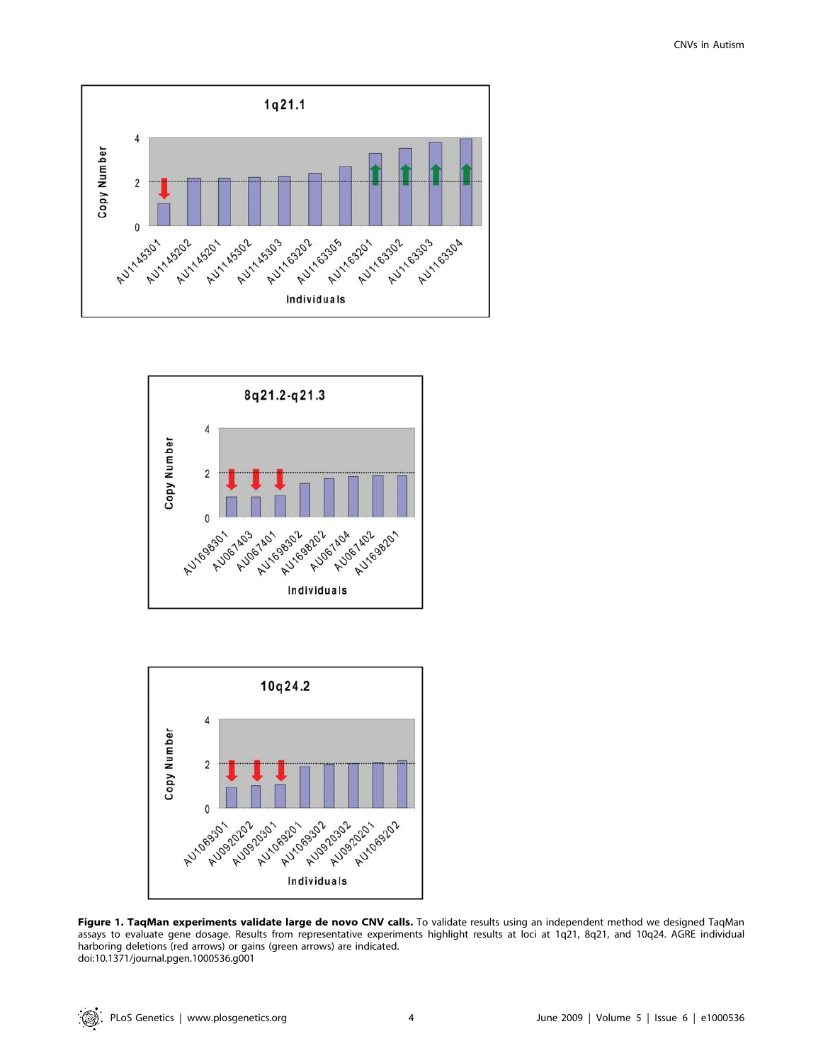**Figure 1. TaqMan experiments validate large de novo CNV calls.** To validate results using an independent method we designed TaqMan assays to evaluate gene dosage. Results from representative experiments highlight results at loci at 1q21, 8q21, and 10q24. AGRE individual harboring deletions (red arrows) or gains (green arrows) are indicated.
doi:10.1371/journal.pgen.1000536.g001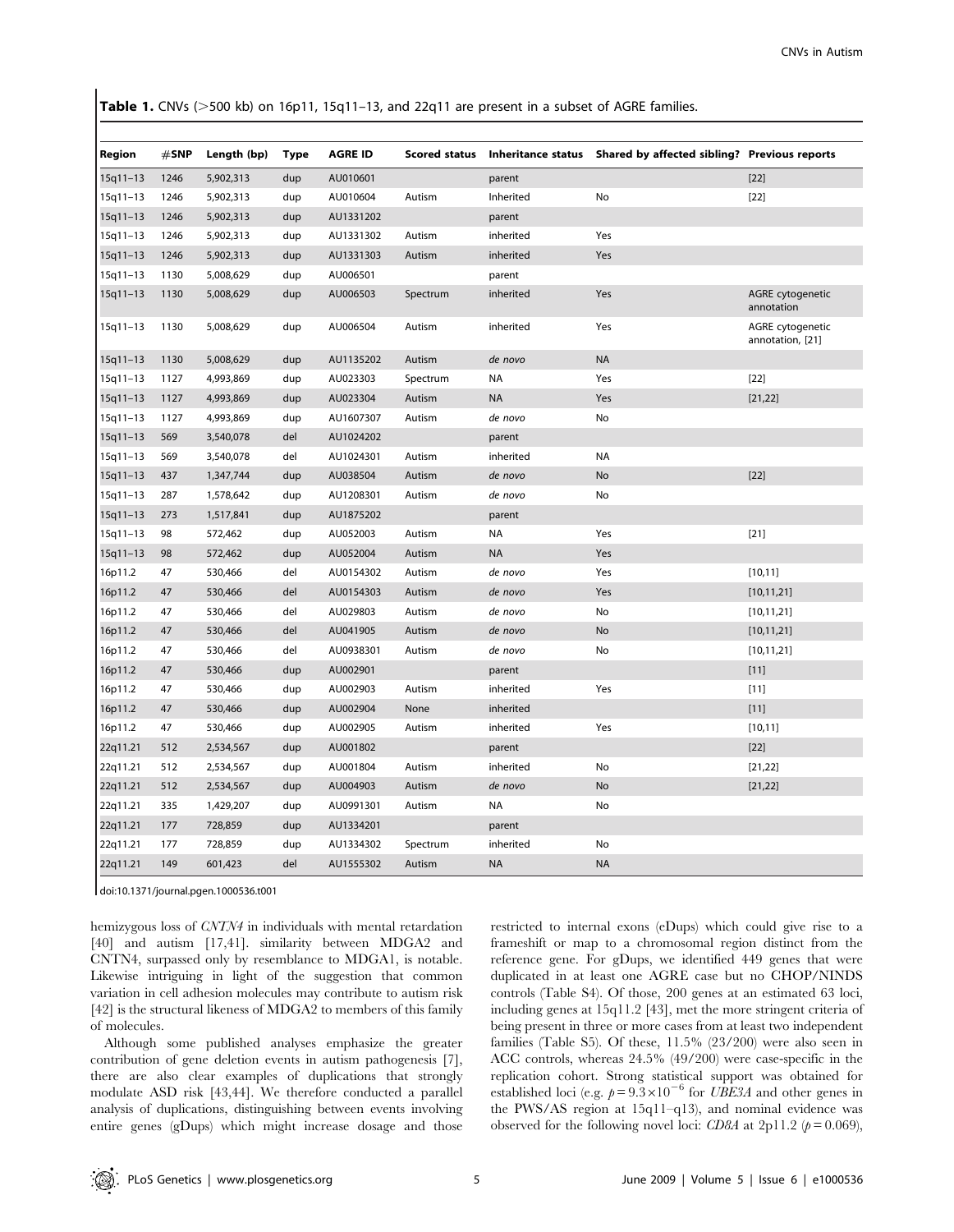**Table 1.** CNVs (>500 kb) on 16p11, 15q11–13, and 22q11 are present in a subset of AGRE families.

| Region | #SNP | Length (bp) | Type | AGRE ID | Scored status | Inheritance status | Shared by affected sibling? | Previous reports |
|---|---|---|---|---|---|---|---|---|
| 15q11–13 | 1246 | 5,902,313 | dup | AU010601 | | parent | | [22] |
| 15q11–13 | 1246 | 5,902,313 | dup | AU010604 | Autism | Inherited | No | [22] |
| 15q11–13 | 1246 | 5,902,313 | dup | AU1331202 | | parent | | |
| 15q11–13 | 1246 | 5,902,313 | dup | AU1331302 | Autism | inherited | Yes | |
| 15q11–13 | 1246 | 5,902,313 | dup | AU1331303 | Autism | inherited | Yes | |
| 15q11–13 | 1130 | 5,008,629 | dup | AU006501 | | parent | | |
| 15q11–13 | 1130 | 5,008,629 | dup | AU006503 | Spectrum | inherited | Yes | AGRE cytogenetic annotation |
| 15q11–13 | 1130 | 5,008,629 | dup | AU006504 | Autism | inherited | Yes | AGRE cytogenetic annotation, [21] |
| 15q11–13 | 1130 | 5,008,629 | dup | AU1135202 | Autism | *de novo* | NA | |
| 15q11–13 | 1127 | 4,993,869 | dup | AU023303 | Spectrum | NA | Yes | [22] |
| 15q11–13 | 1127 | 4,993,869 | dup | AU023304 | Autism | NA | Yes | [21,22] |
| 15q11–13 | 1127 | 4,993,869 | dup | AU1607307 | Autism | *de novo* | No | |
| 15q11–13 | 569 | 3,540,078 | del | AU1024202 | | parent | | |
| 15q11–13 | 569 | 3,540,078 | del | AU1024301 | Autism | inherited | NA | |
| 15q11–13 | 437 | 1,347,744 | dup | AU038504 | Autism | *de novo* | No | [22] |
| 15q11–13 | 287 | 1,578,642 | dup | AU1208301 | Autism | *de novo* | No | |
| 15q11–13 | 273 | 1,517,841 | dup | AU1875202 | | parent | | |
| 15q11–13 | 98 | 572,462 | dup | AU052003 | Autism | NA | Yes | [21] |
| 15q11–13 | 98 | 572,462 | dup | AU052004 | Autism | NA | Yes | |
| 16p11.2 | 47 | 530,466 | del | AU0154302 | Autism | *de novo* | Yes | [10,11] |
| 16p11.2 | 47 | 530,466 | del | AU0154303 | Autism | *de novo* | Yes | [10,11,21] |
| 16p11.2 | 47 | 530,466 | del | AU029803 | Autism | *de novo* | No | [10,11,21] |
| 16p11.2 | 47 | 530,466 | del | AU041905 | Autism | *de novo* | No | [10,11,21] |
| 16p11.2 | 47 | 530,466 | del | AU0938301 | Autism | *de novo* | No | [10,11,21] |
| 16p11.2 | 47 | 530,466 | dup | AU002901 | | parent | | [11] |
| 16p11.2 | 47 | 530,466 | dup | AU002903 | Autism | inherited | Yes | [11] |
| 16p11.2 | 47 | 530,466 | dup | AU002904 | None | inherited | | [11] |
| 16p11.2 | 47 | 530,466 | dup | AU002905 | Autism | inherited | Yes | [10,11] |
| 22q11.21 | 512 | 2,534,567 | dup | AU001802 | | parent | | [22] |
| 22q11.21 | 512 | 2,534,567 | dup | AU001804 | Autism | inherited | No | [21,22] |
| 22q11.21 | 512 | 2,534,567 | dup | AU004903 | Autism | *de novo* | No | [21,22] |
| 22q11.21 | 335 | 1,429,207 | dup | AU0991301 | Autism | NA | No | |
| 22q11.21 | 177 | 728,859 | dup | AU1334201 | | parent | | |
| 22q11.21 | 177 | 728,859 | dup | AU1334302 | Spectrum | inherited | No | |
| 22q11.21 | 149 | 601,423 | del | AU1555302 | Autism | NA | NA | |

doi:10.1371/journal.pgen.1000536.t001

hemizygous loss of *CNTN4* in individuals with mental retardation [40] and autism [17,41]. similarity between MDGA2 and CNTN4, surpassed only by resemblance to MDGA1, is notable. Likewise intriguing in light of the suggestion that common variation in cell adhesion molecules may contribute to autism risk [42] is the structural likeness of MDGA2 to members of this family of molecules.

Although some published analyses emphasize the greater contribution of gene deletion events in autism pathogenesis [7], there are also clear examples of duplications that strongly modulate ASD risk [43,44]. We therefore conducted a parallel analysis of duplications, distinguishing between events involving entire genes (gDups) which might increase dosage and those restricted to internal exons (eDups) which could give rise to a frameshift or map to a chromosomal region distinct from the reference gene. For gDups, we identified 449 genes that were duplicated in at least one AGRE case but no CHOP/NINDS controls (Table S4). Of those, 200 genes at an estimated 63 loci, including genes at 15q11.2 [43], met the more stringent criteria of being present in three or more cases from at least two independent families (Table S5). Of these, 11.5% (23/200) were also seen in ACC controls, whereas 24.5% (49/200) were case-specific in the replication cohort. Strong statistical support was obtained for established loci (e.g. $p = 9.3 \times 10^{-6}$ for *UBE3A* and other genes in the PWS/AS region at 15q11–q13), and nominal evidence was observed for the following novel loci: *CD8A* at 2p11.2 ($p = 0.069$),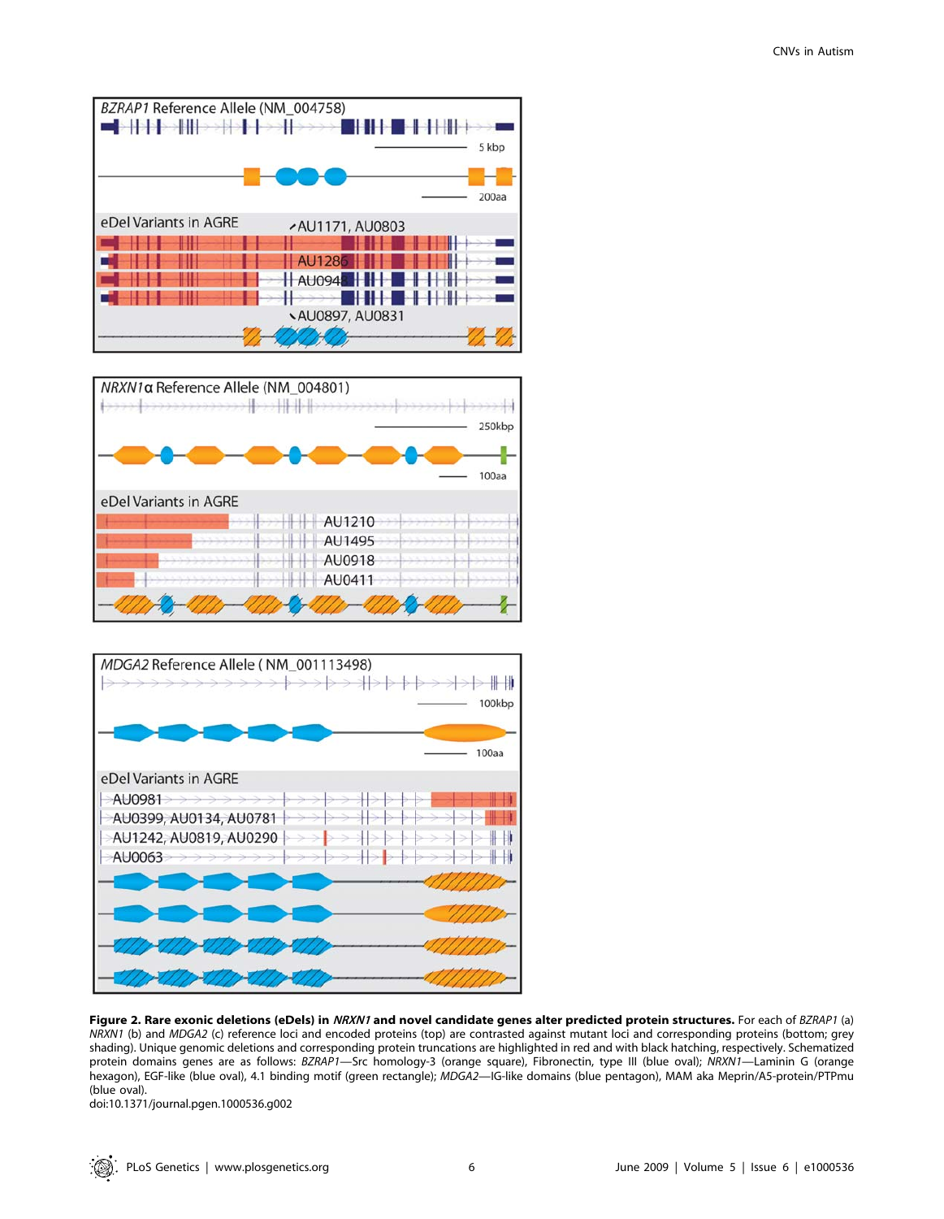**Figure 2. Rare exonic deletions (eDels) in *NRXN1* and novel candidate genes alter predicted protein structures.** For each of *BZRAP1* (a) *NRXN1* (b) and *MDGA2* (c) reference loci and encoded proteins (top) are contrasted against mutant loci and corresponding proteins (bottom; grey shading). Unique genomic deletions and corresponding protein truncations are highlighted in red and with black hatching, respectively. Schematized protein domains genes are as follows: *BZRAP1*—Src homology-3 (orange square), Fibronectin, type III (blue oval); *NRXN1*—Laminin G (orange hexagon), EGF-like (blue oval), 4.1 binding motif (green rectangle); *MDGA2*—IG-like domains (blue pentagon), MAM aka Meprin/A5-protein/PTPmu (blue oval).

doi:10.1371/journal.pgen.1000536.g002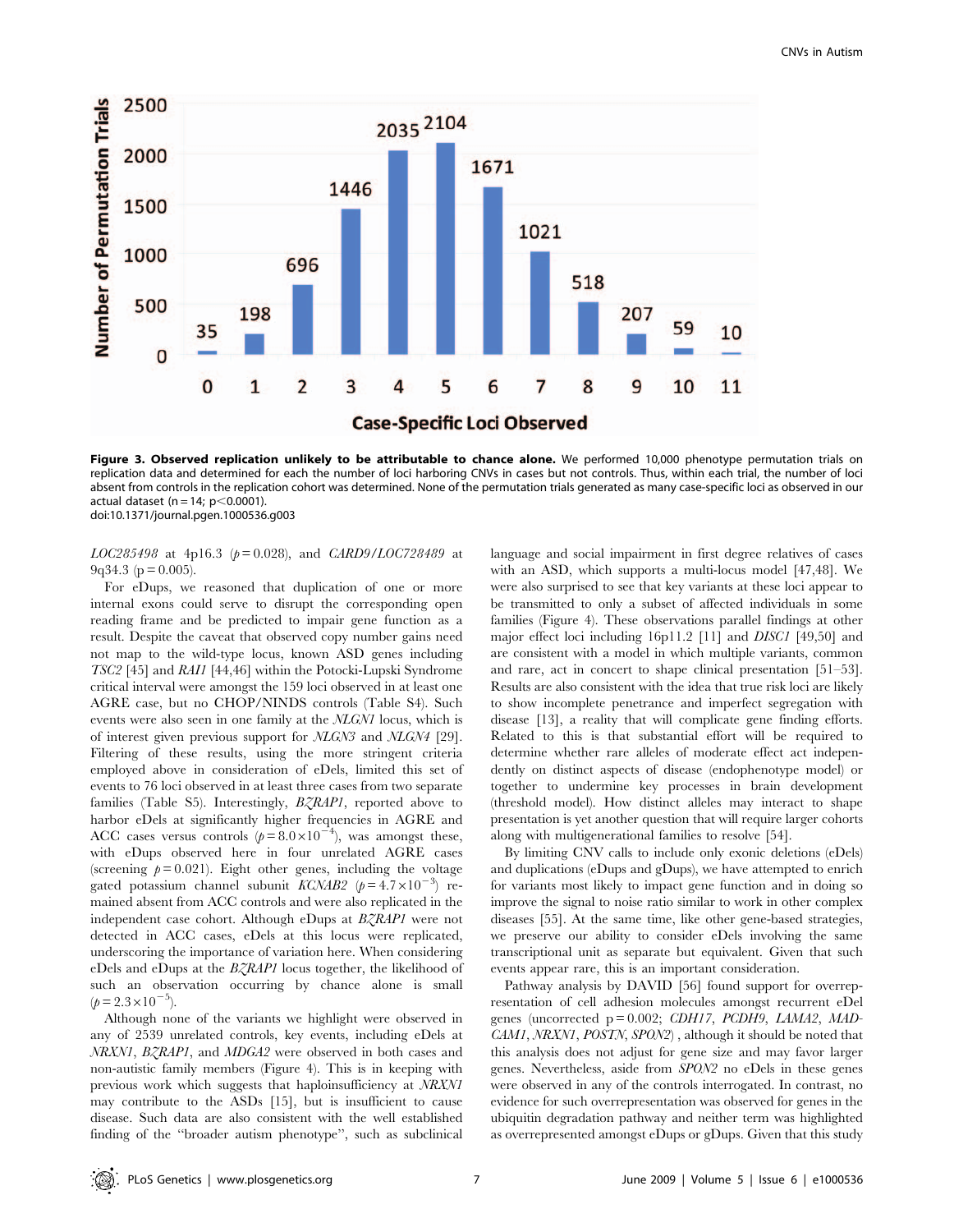**Figure 3. Observed replication unlikely to be attributable to chance alone.** We performed 10,000 phenotype permutation trials on replication data and determined for each the number of loci harboring CNVs in cases but not controls. Thus, within each trial, the number of loci absent from controls in the replication cohort was determined. None of the permutation trials generated as many case-specific loci as observed in our actual dataset (n = 14; p<0.0001).
doi:10.1371/journal.pgen.1000536.g003

*LOC285498* at 4p16.3 ($p = 0.028$), and *CARD9/LOC728489* at 9q34.3 (p = 0.005).

For eDups, we reasoned that duplication of one or more internal exons could serve to disrupt the corresponding open reading frame and be predicted to impair gene function as a result. Despite the caveat that observed copy number gains need not map to the wild-type locus, known ASD genes including *TSC2* [45] and *RAI1* [44,46] within the Potocki-Lupski Syndrome critical interval were amongst the 159 loci observed in at least one AGRE case, but no CHOP/NINDS controls (Table S4). Such events were also seen in one family at the *NLGN1* locus, which is of interest given previous support for *NLGN3* and *NLGN4* [29]. Filtering of these results, using the more stringent criteria employed above in consideration of eDels, limited this set of events to 76 loci observed in at least three cases from two separate families (Table S5). Interestingly, *BZRAP1*, reported above to harbor eDels at significantly higher frequencies in AGRE and ACC cases versus controls ($p = 8.0\times10^{-4}$), was amongst these, with eDups observed here in four unrelated AGRE cases (screening $p = 0.021$). Eight other genes, including the voltage gated potassium channel subunit *KCNAB2* ($p = 4.7\times10^{-3}$) remained absent from ACC controls and were also replicated in the independent case cohort. Although eDups at *BZRAP1* were not detected in ACC cases, eDels at this locus were replicated, underscoring the importance of variation here. When considering eDels and eDups at the *BZRAP1* locus together, the likelihood of such an observation occurring by chance alone is small ($p = 2.3\times10^{-5}$).

Although none of the variants we highlight were observed in any of 2539 unrelated controls, key events, including eDels at *NRXN1*, *BZRAP1*, and *MDGA2* were observed in both cases and non-autistic family members (Figure 4). This is in keeping with previous work which suggests that haploinsufficiency at *NRXN1* may contribute to the ASDs [15], but is insufficient to cause disease. Such data are also consistent with the well established finding of the "broader autism phenotype", such as subclinical language and social impairment in first degree relatives of cases with an ASD, which supports a multi-locus model [47,48]. We were also surprised to see that key variants at these loci appear to be transmitted to only a subset of affected individuals in some families (Figure 4). These observations parallel findings at other major effect loci including 16p11.2 [11] and *DISC1* [49,50] and are consistent with a model in which multiple variants, common and rare, act in concert to shape clinical presentation [51–53]. Results are also consistent with the idea that true risk loci are likely to show incomplete penetrance and imperfect segregation with disease [13], a reality that will complicate gene finding efforts. Related to this is that substantial effort will be required to determine whether rare alleles of moderate effect act independently on distinct aspects of disease (endophenotype model) or together to undermine key processes in brain development (threshold model). How distinct alleles may interact to shape presentation is yet another question that will require larger cohorts along with multigenerational families to resolve [54].

By limiting CNV calls to include only exonic deletions (eDels) and duplications (eDups and gDups), we have attempted to enrich for variants most likely to impact gene function and in doing so improve the signal to noise ratio similar to work in other complex diseases [55]. At the same time, like other gene-based strategies, we preserve our ability to consider eDels involving the same transcriptional unit as separate but equivalent. Given that such events appear rare, this is an important consideration.

Pathway analysis by DAVID [56] found support for overrepresentation of cell adhesion molecules amongst recurrent eDel genes (uncorrected p = 0.002; *CDH17*, *PCDH9*, *LAMA2*, *MADCAM1*, *NRXN1*, *POSTN*, *SPON2*) , although it should be noted that this analysis does not adjust for gene size and may favor larger genes. Nevertheless, aside from *SPON2* no eDels in these genes were observed in any of the controls interrogated. In contrast, no evidence for such overrepresentation was observed for genes in the ubiquitin degradation pathway and neither term was highlighted as overrepresented amongst eDups or gDups. Given that this study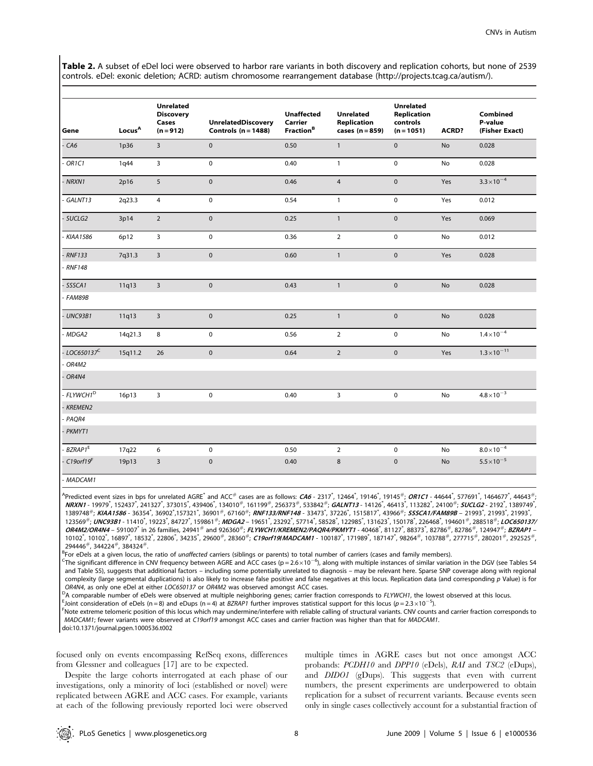**Table 2.** A subset of eDel loci were observed to harbor rare variants in both discovery and replication cohorts, but none of 2539 controls. eDel: exonic deletion; ACRD: autism chromosome rearrangement database (http://projects.tcag.ca/autism/).

| Gene | Locus[A] | Unrelated Discovery Cases (n = 912) | UnrelatedDiscovery Controls (n = 1488) | Unaffected Carrier Fraction[B] | Unrelated Replication cases (n = 859) | Unrelated Replication controls (n = 1051) | ACRD? | Combined P-value (Fisher Exact) |
|---|---|---|---|---|---|---|---|---|
| - *CA6* | 1p36 | 3 | 0 | 0.50 | 1 | 0 | No | 0.028 |
| - *OR1C1* | 1q44 | 3 | 0 | 0.40 | 1 | 0 | No | 0.028 |
| - *NRXN1* | 2p16 | 5 | 0 | 0.46 | 4 | 0 | Yes | $3.3\times10^{-4}$ |
| - *GALNT13* | 2q23.3 | 4 | 0 | 0.54 | 1 | 0 | Yes | 0.012 |
| - *SUCLG2* | 3p14 | 2 | 0 | 0.25 | 1 | 0 | Yes | 0.069 |
| - *KIAA1586* | 6p12 | 3 | 0 | 0.36 | 2 | 0 | No | 0.012 |
| - *RNF133* - *RNF148* | 7q31.3 | 3 | 0 | 0.60 | 1 | 0 | Yes | 0.028 |
| - *SSSCA1* - *FAM89B* | 11q13 | 3 | 0 | 0.43 | 1 | 0 | No | 0.028 |
| - *UNC93B1* | 11q13 | 3 | 0 | 0.25 | 1 | 0 | No | 0.028 |
| - *MDGA2* | 14q21.3 | 8 | 0 | 0.56 | 2 | 0 | No | $1.4\times10^{-4}$ |
| - *LOC650137*[C] - *OR4M2* - *OR4N4* | 15q11.2 | 26 | 0 | 0.64 | 2 | 0 | Yes | $1.3\times10^{-11}$ |
| - *FLYWCH1*[D] - *KREMEN2* - *PAQR4* - *PKMYT1* | 16p13 | 3 | 0 | 0.40 | 3 | 0 | No | $4.8\times10^{-3}$ |
| - *BZRAP1*[E] | 17q22 | 6 | 0 | 0.50 | 2 | 0 | No | $8.0\times10^{-4}$ |
| - *C19orf19*[F] - *MADCAM1* | 19p13 | 3 | 0 | 0.40 | 8 | 0 | No | $5.5\times10^{-5}$ |

[A]Predicted event sizes in bps for unrelated AGRE* and ACC# cases are as follows: ***CA6*** - 2317*, 12464*, 19146*, 19145#; ***OR1C1*** - 44644*, 577691*, 1464677*, 44643#; ***NRXN1*** - 19979*, 152437*, 241327*, 373015*, 439406*, 134010#, 161199#, 256373#, 533842#; ***GALNT13*** - 14126*, 46413*, 113282*, 24100#; ***SUCLG2*** - 2192*, 1389749*, 1389748#; ***KIAA1586*** - 36354*, 36902*,157321*, 36901#, 67160#; ***RNF133/RNF148*** - 33473*, 37226*, 1515817*, 43966#; ***SSSCA1/FAM89B*** – 21993*, 21993*, 21993*, 123569#; ***UNC93B1*** - 11410*, 19223*, 84727*, 159861#; ***MDGA2*** – 19651*, 23292*, 57714*, 58528*, 122985*, 131623*, 150178*, 226468*, 194601#, 288518#; ***LOC650137/OR4M2/OR4N4*** – 591007* in 26 families, 24941# and 926360#; ***FLYWCH1/KREMEN2/PAQR4/PKMYT1*** - 40468*, 81127*, 88373*, 82786#, 82786#, 124947#; ***BZRAP1*** – 10102*, 10102*, 16897*, 18532*, 22806*, 34235*, 29600#, 28360#; ***C19orf19/MADCAM1*** - 100187*, 171989*, 187147*, 98264#, 103788#, 277715#, 280201#, 292525#, 294446#, 344224#, 384324#.

[B]For eDels at a given locus, the ratio of *unaffected* carriers (siblings or parents) to total number of carriers (cases and family members).

[C]The significant difference in CNV frequency between AGRE and ACC cases ($p = 2.6\times10^{-6}$), along with multiple instances of similar variation in the DGV (see Tables S4 and Table S5), suggests that additional factors – including some potentially unrelated to diagnosis – may be relevant here. Sparse SNP coverage along with regional complexity (large segmental duplications) is also likely to increase false positive and false negatives at this locus. Replication data (and corresponding *p* Value) is for *OR4N4*, as only one eDel at either *LOC650137* or *OR4M2* was observed amongst ACC cases.

[D]A comparable number of eDels were observed at multiple neighboring genes; carrier fraction corresponds to *FLYWCH1*, the lowest observed at this locus.

[E]Joint consideration of eDels (n = 8) and eDups (n = 4) at *BZRAP1* further improves statistical support for this locus ($p = 2.3\times10^{-5}$).

[F]Note extreme telomeric position of this locus which may undermine/interfere with reliable calling of structural variants. CNV counts and carrier fraction corresponds to *MADCAM1*; fewer variants were observed at *C19orf19* amongst ACC cases and carrier fraction was higher than that for *MADCAM1*.

doi:10.1371/journal.pgen.1000536.t002

focused only on events encompassing RefSeq exons, differences from Glessner and colleagues [17] are to be expected.

Despite the large cohorts interrogated at each phase of our investigations, only a minority of loci (established or novel) were replicated between AGRE and ACC cases. For example, variants at each of the following previously reported loci were observed multiple times in AGRE cases but not once amongst ACC probands: *PCDH10* and *DPP10* (eDels), *RAI* and *TSC2* (eDups), and *DIDO1* (gDups). This suggests that even with current numbers, the present experiments are underpowered to obtain replication for a subset of recurrent variants. Because events seen only in single cases collectively account for a substantial fraction of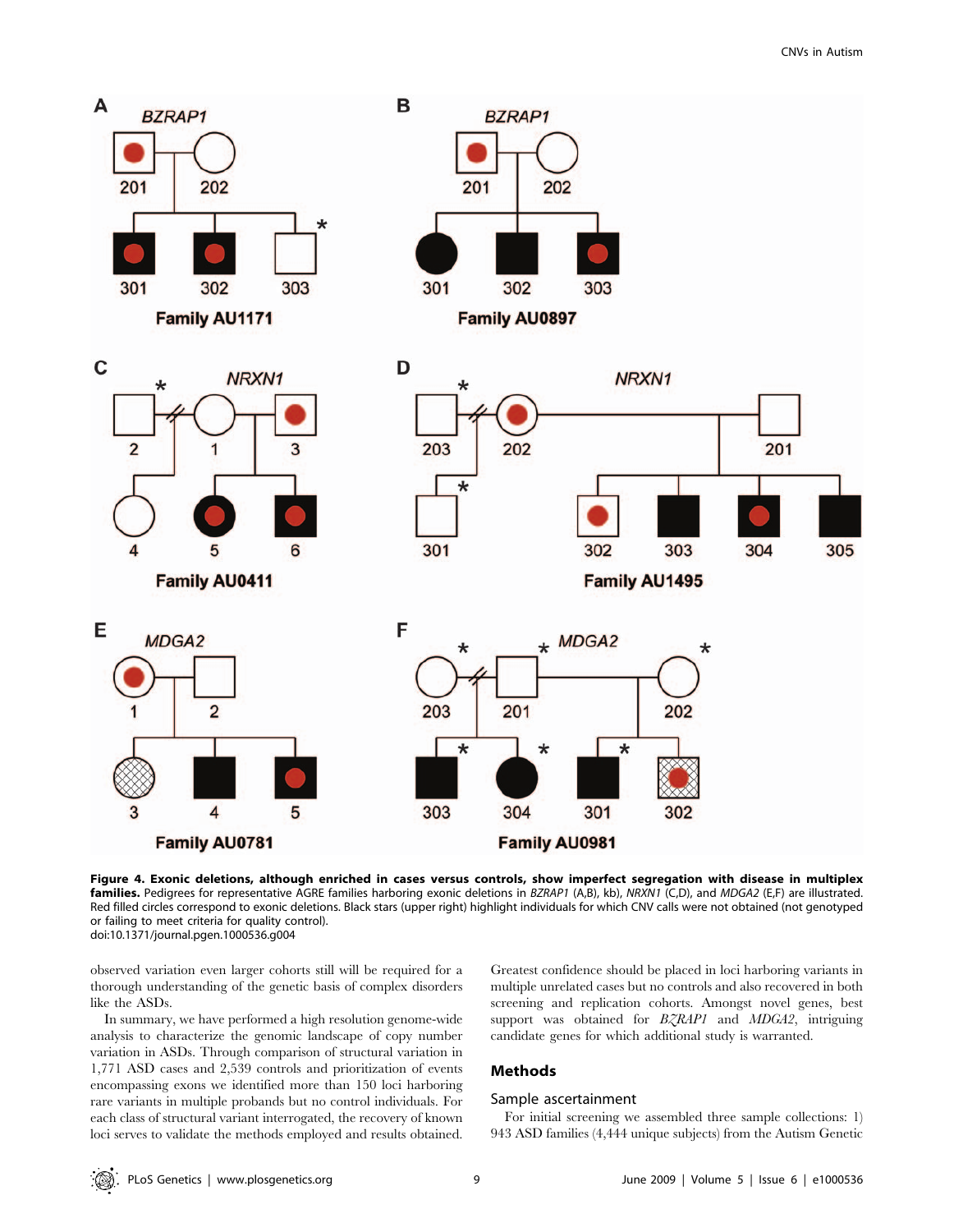**Figure 4. Exonic deletions, although enriched in cases versus controls, show imperfect segregation with disease in multiplex families.** Pedigrees for representative AGRE families harboring exonic deletions in *BZRAP1* (A,B), kb), *NRXN1* (C,D), and *MDGA2* (E,F) are illustrated. Red filled circles correspond to exonic deletions. Black stars (upper right) highlight individuals for which CNV calls were not obtained (not genotyped or failing to meet criteria for quality control).
doi:10.1371/journal.pgen.1000536.g004

observed variation even larger cohorts still will be required for a thorough understanding of the genetic basis of complex disorders like the ASDs.

In summary, we have performed a high resolution genome-wide analysis to characterize the genomic landscape of copy number variation in ASDs. Through comparison of structural variation in 1,771 ASD cases and 2,539 controls and prioritization of events encompassing exons we identified more than 150 loci harboring rare variants in multiple probands but no control individuals. For each class of structural variant interrogated, the recovery of known loci serves to validate the methods employed and results obtained. Greatest confidence should be placed in loci harboring variants in multiple unrelated cases but no controls and also recovered in both screening and replication cohorts. Amongst novel genes, best support was obtained for *BZRAP1* and *MDGA2*, intriguing candidate genes for which additional study is warranted.

## Methods

### Sample ascertainment

For initial screening we assembled three sample collections: 1) 943 ASD families (4,444 unique subjects) from the Autism Genetic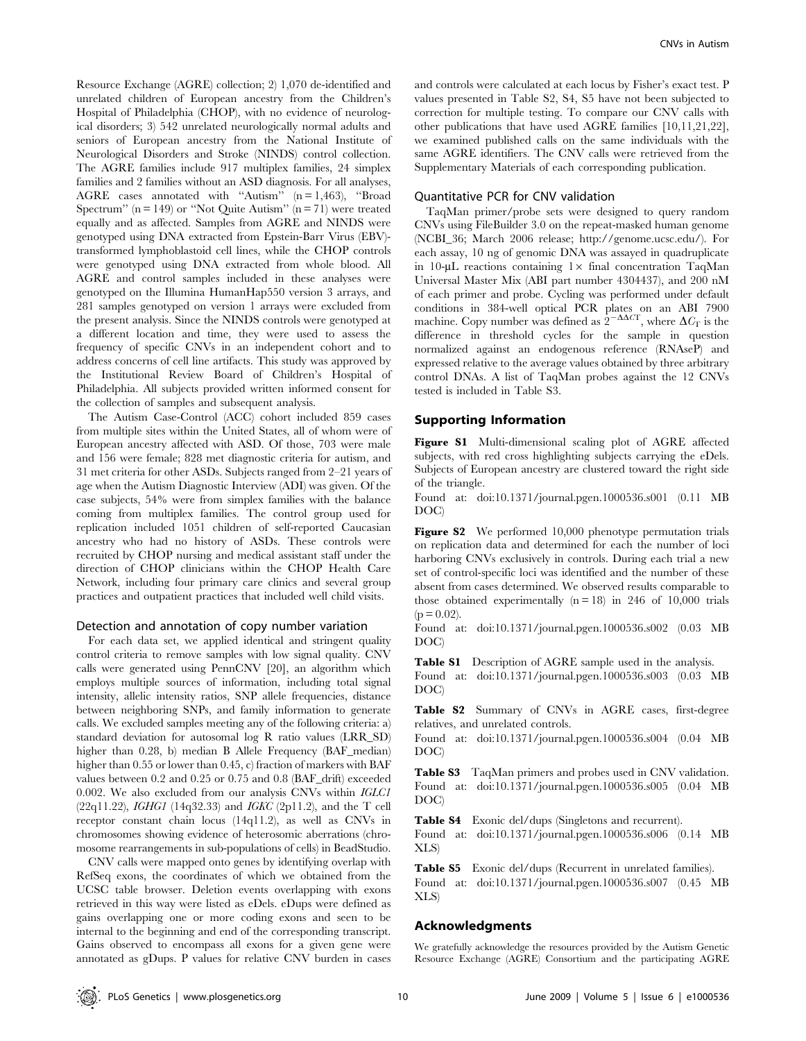Resource Exchange (AGRE) collection; 2) 1,070 de-identified and unrelated children of European ancestry from the Children's Hospital of Philadelphia (CHOP), with no evidence of neurological disorders; 3) 542 unrelated neurologically normal adults and seniors of European ancestry from the National Institute of Neurological Disorders and Stroke (NINDS) control collection. The AGRE families include 917 multiplex families, 24 simplex families and 2 families without an ASD diagnosis. For all analyses, AGRE cases annotated with "Autism" (n = 1,463), "Broad Spectrum" (n = 149) or "Not Quite Autism" (n = 71) were treated equally and as affected. Samples from AGRE and NINDS were genotyped using DNA extracted from Epstein-Barr Virus (EBV)-transformed lymphoblastoid cell lines, while the CHOP controls were genotyped using DNA extracted from whole blood. All AGRE and control samples included in these analyses were genotyped on the Illumina HumanHap550 version 3 arrays, and 281 samples genotyped on version 1 arrays were excluded from the present analysis. Since the NINDS controls were genotyped at a different location and time, they were used to assess the frequency of specific CNVs in an independent cohort and to address concerns of cell line artifacts. This study was approved by the Institutional Review Board of Children's Hospital of Philadelphia. All subjects provided written informed consent for the collection of samples and subsequent analysis.

The Autism Case-Control (ACC) cohort included 859 cases from multiple sites within the United States, all of whom were of European ancestry affected with ASD. Of those, 703 were male and 156 were female; 828 met diagnostic criteria for autism, and 31 met criteria for other ASDs. Subjects ranged from 2–21 years of age when the Autism Diagnostic Interview (ADI) was given. Of the case subjects, 54% were from simplex families with the balance coming from multiplex families. The control group used for replication included 1051 children of self-reported Caucasian ancestry who had no history of ASDs. These controls were recruited by CHOP nursing and medical assistant staff under the direction of CHOP clinicians within the CHOP Health Care Network, including four primary care clinics and several group practices and outpatient practices that included well child visits.

### Detection and annotation of copy number variation

For each data set, we applied identical and stringent quality control criteria to remove samples with low signal quality. CNV calls were generated using PennCNV [20], an algorithm which employs multiple sources of information, including total signal intensity, allelic intensity ratios, SNP allele frequencies, distance between neighboring SNPs, and family information to generate calls. We excluded samples meeting any of the following criteria: a) standard deviation for autosomal log R ratio values (LRR_SD) higher than 0.28, b) median B Allele Frequency (BAF_median) higher than 0.55 or lower than 0.45, c) fraction of markers with BAF values between 0.2 and 0.25 or 0.75 and 0.8 (BAF_drift) exceeded 0.002. We also excluded from our analysis CNVs within *IGLC1* (22q11.22), *IGHG1* (14q32.33) and *IGKC* (2p11.2), and the T cell receptor constant chain locus (14q11.2), as well as CNVs in chromosomes showing evidence of heterosomic aberrations (chromosome rearrangements in sub-populations of cells) in BeadStudio.

CNV calls were mapped onto genes by identifying overlap with RefSeq exons, the coordinates of which we obtained from the UCSC table browser. Deletion events overlapping with exons retrieved in this way were listed as eDels. eDups were defined as gains overlapping one or more coding exons and seen to be internal to the beginning and end of the corresponding transcript. Gains observed to encompass all exons for a given gene were annotated as gDups. P values for relative CNV burden in cases and controls were calculated at each locus by Fisher's exact test. P values presented in Table S2, S4, S5 have not been subjected to correction for multiple testing. To compare our CNV calls with other publications that have used AGRE families [10,11,21,22], we examined published calls on the same individuals with the same AGRE identifiers. The CNV calls were retrieved from the Supplementary Materials of each corresponding publication.

### Quantitative PCR for CNV validation

TaqMan primer/probe sets were designed to query random CNVs using FileBuilder 3.0 on the repeat-masked human genome (NCBI_36; March 2006 release; http://genome.ucsc.edu/). For each assay, 10 ng of genomic DNA was assayed in quadruplicate in 10-µL reactions containing 1× final concentration TaqMan Universal Master Mix (ABI part number 4304437), and 200 nM of each primer and probe. Cycling was performed under default conditions in 384-well optical PCR plates on an ABI 7900 machine. Copy number was defined as $2^{-\Delta\Delta C_T}$, where $\Delta C_T$ is the difference in threshold cycles for the sample in question normalized against an endogenous reference (RNAseP) and expressed relative to the average values obtained by three arbitrary control DNAs. A list of TaqMan probes against the 12 CNVs tested is included in Table S3.

## Supporting Information

**Figure S1** Multi-dimensional scaling plot of AGRE affected subjects, with red cross highlighting subjects carrying the eDels. Subjects of European ancestry are clustered toward the right side of the triangle.
Found at: doi:10.1371/journal.pgen.1000536.s001 (0.11 MB DOC)

**Figure S2** We performed 10,000 phenotype permutation trials on replication data and determined for each the number of loci harboring CNVs exclusively in controls. During each trial a new set of control-specific loci was identified and the number of these absent from cases determined. We observed results comparable to those obtained experimentally (n = 18) in 246 of 10,000 trials (p = 0.02).
Found at: doi:10.1371/journal.pgen.1000536.s002 (0.03 MB DOC)

**Table S1** Description of AGRE sample used in the analysis.
Found at: doi:10.1371/journal.pgen.1000536.s003 (0.03 MB DOC)

**Table S2** Summary of CNVs in AGRE cases, first-degree relatives, and unrelated controls.
Found at: doi:10.1371/journal.pgen.1000536.s004 (0.04 MB DOC)

**Table S3** TaqMan primers and probes used in CNV validation.
Found at: doi:10.1371/journal.pgen.1000536.s005 (0.04 MB DOC)

**Table S4** Exonic del/dups (Singletons and recurrent).
Found at: doi:10.1371/journal.pgen.1000536.s006 (0.14 MB XLS)

**Table S5** Exonic del/dups (Recurrent in unrelated families).
Found at: doi:10.1371/journal.pgen.1000536.s007 (0.45 MB XLS)

## Acknowledgments

We gratefully acknowledge the resources provided by the Autism Genetic Resource Exchange (AGRE) Consortium and the participating AGRE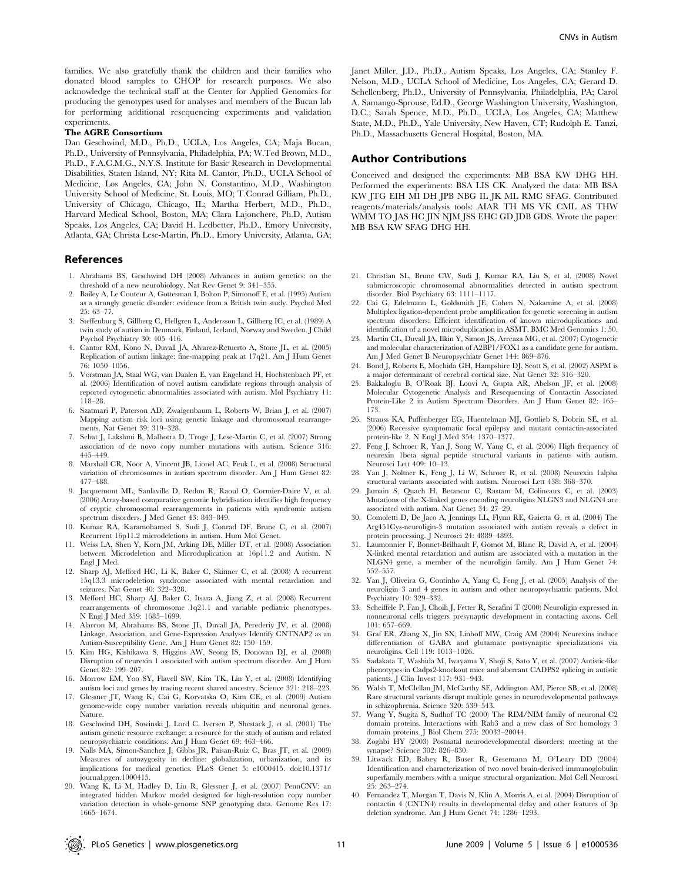families. We also gratefully thank the children and their families who donated blood samples to CHOP for research purposes. We also acknowledge the technical staff at the Center for Applied Genomics for producing the genotypes used for analyses and members of the Bucan lab for performing additional resequencing experiments and validation experiments.

**The AGRE Consortium**

Dan Geschwind, M.D., Ph.D., UCLA, Los Angeles, CA; Maja Bucan, Ph.D., University of Pennsylvania, Philadelphia, PA; W.Ted Brown, M.D., Ph.D., F.A.C.M.G., N.Y.S. Institute for Basic Research in Developmental Disabilities, Staten Island, NY; Rita M. Cantor, Ph.D., UCLA School of Medicine, Los Angeles, CA; John N. Constantino, M.D., Washington University School of Medicine, St. Louis, MO; T.Conrad Gilliam, Ph.D., University of Chicago, Chicago, IL; Martha Herbert, M.D., Ph.D., Harvard Medical School, Boston, MA; Clara Lajonchere, Ph.D, Autism Speaks, Los Angeles, CA; David H. Ledbetter, Ph.D., Emory University, Atlanta, GA; Christa Lese-Martin, Ph.D., Emory University, Atlanta, GA; Janet Miller, J.D., Ph.D., Autism Speaks, Los Angeles, CA; Stanley F. Nelson, M.D., UCLA School of Medicine, Los Angeles, CA; Gerard D. Schellenberg, Ph.D., University of Pennsylvania, Philadelphia, PA; Carol A. Samango-Sprouse, Ed.D., George Washington University, Washington, D.C.; Sarah Spence, M.D., Ph.D., UCLA, Los Angeles, CA; Matthew State, M.D., Ph.D., Yale University, New Haven, CT; Rudolph E. Tanzi, Ph.D., Massachusetts General Hospital, Boston, MA.

## Author Contributions

Conceived and designed the experiments: MB BSA KW DHG HH. Performed the experiments: BSA LIS CK. Analyzed the data: MB BSA KW JTG EIH MI DH JPB NBG IL JK ML RMC SFAG. Contributed reagents/materials/analysis tools: AIAR TH MS VK CML AS THW WMM TO JAS HC JIN NJM JSS EHC GD JDB GDS. Wrote the paper: MB BSA KW SFAG DHG HH.

## References

1. Abrahams BS, Geschwind DH (2008) Advances in autism genetics: on the threshold of a new neurobiology. Nat Rev Genet 9: 341–355.
2. Bailey A, Le Couteur A, Gottesman I, Bolton P, Simonoff E, et al. (1995) Autism as a strongly genetic disorder: evidence from a British twin study. Psychol Med 25: 63–77.
3. Steffenburg S, Gillberg C, Hellgren L, Andersson L, Gillberg IC, et al. (1989) A twin study of autism in Denmark, Finland, Iceland, Norway and Sweden. J Child Psychol Psychiatry 30: 405–416.
4. Cantor RM, Kono N, Duvall JA, Alvarez-Retuerto A, Stone JL, et al. (2005) Replication of autism linkage: fine-mapping peak at 17q21. Am J Hum Genet 76: 1050–1056.
5. Vorstman JA, Staal WG, van Daalen E, van Engeland H, Hochstenbach PF, et al. (2006) Identification of novel autism candidate regions through analysis of reported cytogenetic abnormalities associated with autism. Mol Psychiatry 11: 118–28.
6. Szatmari P, Paterson AD, Zwaigenbaum L, Roberts W, Brian J, et al. (2007) Mapping autism risk loci using genetic linkage and chromosomal rearrangements. Nat Genet 39: 319–328.
7. Sebat J, Lakshmi B, Malhotra D, Troge J, Lese-Martin C, et al. (2007) Strong association of de novo copy number mutations with autism. Science 316: 445–449.
8. Marshall CR, Noor A, Vincent JB, Lionel AC, Feuk L, et al. (2008) Structural variation of chromosomes in autism spectrum disorder. Am J Hum Genet 82: 477–488.
9. Jacquemont ML, Sanlaville D, Redon R, Raoul O, Cormier-Daire V, et al. (2006) Array-based comparative genomic hybridisation identifies high frequency of cryptic chromosomal rearrangements in patients with syndromic autism spectrum disorders. J Med Genet 43: 843–849.
10. Kumar RA, Karamohamed S, Sudi J, Conrad DF, Brune C, et al. (2007) Recurrent 16p11.2 microdeletions in autism. Hum Mol Genet.
11. Weiss LA, Shen Y, Korn JM, Arking DE, Miller DT, et al. (2008) Association between Microdeletion and Microduplication at 16p11.2 and Autism. N Engl J Med.
12. Sharp AJ, Mefford HC, Li K, Baker C, Skinner C, et al. (2008) A recurrent 15q13.3 microdeletion syndrome associated with mental retardation and seizures. Nat Genet 40: 322–328.
13. Mefford HC, Sharp AJ, Baker C, Itsara A, Jiang Z, et al. (2008) Recurrent rearrangements of chromosome 1q21.1 and variable pediatric phenotypes. N Engl J Med 359: 1685–1699.
14. Alarcon M, Abrahams BS, Stone JL, Duvall JA, Perederiy JV, et al. (2008) Linkage, Association, and Gene-Expression Analyses Identify CNTNAP2 as an Autism-Susceptibility Gene. Am J Hum Genet 82: 150–159.
15. Kim HG, Kishikawa S, Higgins AW, Seong IS, Donovan DJ, et al. (2008) Disruption of neurexin 1 associated with autism spectrum disorder. Am J Hum Genet 82: 199–207.
16. Morrow EM, Yoo SY, Flavell SW, Kim TK, Lin Y, et al. (2008) Identifying autism loci and genes by tracing recent shared ancestry. Science 321: 218–223.
17. Glessner JT, Wang K, Cai G, Korvatska O, Kim CE, et al. (2009) Autism genome-wide copy number variation reveals ubiquitin and neuronal genes. Nature.
18. Geschwind DH, Sowinski J, Lord C, Iversen P, Shestack J, et al. (2001) The autism genetic resource exchange: a resource for the study of autism and related neuropsychiatric conditions. Am J Hum Genet 69: 463–466.
19. Nalls MA, Simon-Sanchez J, Gibbs JR, Paisan-Ruiz C, Bras JT, et al. (2009) Measures of autozygosity in decline: globalization, urbanization, and its implications for medical genetics. PLoS Genet 5: e1000415. doi:10.1371/journal.pgen.1000415.
20. Wang K, Li M, Hadley D, Liu R, Glessner J, et al. (2007) PennCNV: an integrated hidden Markov model designed for high-resolution copy number variation detection in whole-genome SNP genotyping data. Genome Res 17: 1665–1674.
21. Christian SL, Brune CW, Sudi J, Kumar RA, Liu S, et al. (2008) Novel submicroscopic chromosomal abnormalities detected in autism spectrum disorder. Biol Psychiatry 63: 1111–1117.
22. Cai G, Edelmann L, Goldsmith JE, Cohen N, Nakamine A, et al. (2008) Multiplex ligation-dependent probe amplification for genetic screening in autism spectrum disorders: Efficient identification of known microduplications and identification of a novel microduplication in ASMT. BMC Med Genomics 1: 50.
23. Martin CL, Duvall JA, Ilkin Y, Simon JS, Arreaza MG, et al. (2007) Cytogenetic and molecular characterization of A2BP1/FOX1 as a candidate gene for autism. Am J Med Genet B Neuropsychiatr Genet 144: 869–876.
24. Bond J, Roberts E, Mochida GH, Hampshire DJ, Scott S, et al. (2002) ASPM is a major determinant of cerebral cortical size. Nat Genet 32: 316–320.
25. Bakkaloglu B, O'Roak BJ, Louvi A, Gupta AR, Abelson JF, et al. (2008) Molecular Cytogenetic Analysis and Resequencing of Contactin Associated Protein-Like 2 in Autism Spectrum Disorders. Am J Hum Genet 82: 165–173.
26. Strauss KA, Puffenberger EG, Huentelman MJ, Gottlieb S, Dobrin SE, et al. (2006) Recessive symptomatic focal epilepsy and mutant contactin-associated protein-like 2. N Engl J Med 354: 1370–1377.
27. Feng J, Schroer R, Yan J, Song W, Yang C, et al. (2006) High frequency of neurexin 1beta signal peptide structural variants in patients with autism. Neurosci Lett 409: 10–13.
28. Yan J, Noltner K, Feng J, Li W, Schroer R, et al. (2008) Neurexin 1alpha structural variants associated with autism. Neurosci Lett 438: 368–370.
29. Jamain S, Quach H, Betancur C, Rastam M, Colineaux C, et al. (2003) Mutations of the X-linked genes encoding neuroligins NLGN3 and NLGN4 are associated with autism. Nat Genet 34: 27–29.
30. Comoletti D, De Jaco A, Jennings LL, Flynn RE, Gaietta G, et al. (2004) The Arg451Cys-neuroligin-3 mutation associated with autism reveals a defect in protein processing. J Neurosci 24: 4889–4893.
31. Laumonnier F, Bonnet-Brilhault F, Gomot M, Blanc R, David A, et al. (2004) X-linked mental retardation and autism are associated with a mutation in the NLGN4 gene, a member of the neuroligin family. Am J Hum Genet 74: 552–557.
32. Yan J, Oliveira G, Coutinho A, Yang C, Feng J, et al. (2005) Analysis of the neuroligin 3 and 4 genes in autism and other neuropsychiatric patients. Mol Psychiatry 10: 329–332.
33. Scheiffele P, Fan J, Choih J, Fetter R, Serafini T (2000) Neuroligin expressed in nonneuronal cells triggers presynaptic development in contacting axons. Cell 101: 657–669.
34. Graf ER, Zhang X, Jin SX, Linhoff MW, Craig AM (2004) Neurexins induce differentiation of GABA and glutamate postsynaptic specializations via neuroligins. Cell 119: 1013–1026.
35. Sadakata T, Washida M, Iwayama Y, Shoji S, Sato Y, et al. (2007) Autistic-like phenotypes in Cadps2-knockout mice and aberrant CADPS2 splicing in autistic patients. J Clin Invest 117: 931–943.
36. Walsh T, McClellan JM, McCarthy SE, Addington AM, Pierce SB, et al. (2008) Rare structural variants disrupt multiple genes in neurodevelopmental pathways in schizophrenia. Science 320: 539–543.
37. Wang Y, Sugita S, Sudhof TC (2000) The RIM/NIM family of neuronal C2 domain proteins. Interactions with Rab3 and a new class of Src homology 3 domain proteins. J Biol Chem 275: 20033–20044.
38. Zoghbi HY (2003) Postnatal neurodevelopmental disorders: meeting at the synapse? Science 302: 826–830.
39. Litwack ED, Babey R, Buser R, Gesemann M, O'Leary DD (2004) Identification and characterization of two novel brain-derived immunoglobulin superfamily members with a unique structural organization. Mol Cell Neurosci 25: 263–274.
40. Fernandez T, Morgan T, Davis N, Klin A, Morris A, et al. (2004) Disruption of contactin 4 (CNTN4) results in developmental delay and other features of 3p deletion syndrome. Am J Hum Genet 74: 1286–1293.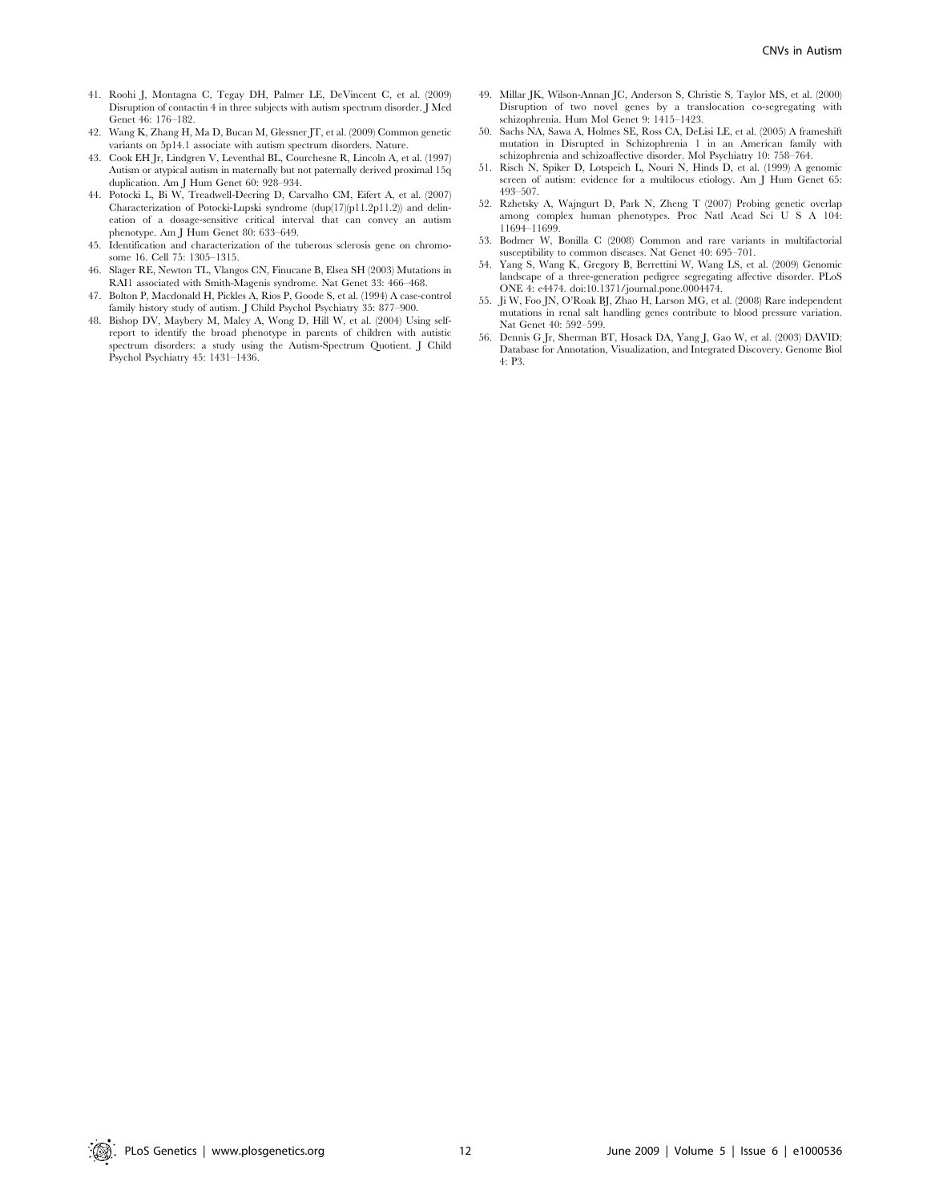41. Roohi J, Montagna C, Tegay DH, Palmer LE, DeVincent C, et al. (2009) Disruption of contactin 4 in three subjects with autism spectrum disorder. J Med Genet 46: 176–182.
42. Wang K, Zhang H, Ma D, Bucan M, Glessner JT, et al. (2009) Common genetic variants on 5p14.1 associate with autism spectrum disorders. Nature.
43. Cook EH Jr, Lindgren V, Leventhal BL, Courchesne R, Lincoln A, et al. (1997) Autism or atypical autism in maternally but not paternally derived proximal 15q duplication. Am J Hum Genet 60: 928–934.
44. Potocki L, Bi W, Treadwell-Deering D, Carvalho CM, Eifert A, et al. (2007) Characterization of Potocki-Lupski syndrome (dup(17)(p11.2p11.2)) and delineation of a dosage-sensitive critical interval that can convey an autism phenotype. Am J Hum Genet 80: 633–649.
45. Identification and characterization of the tuberous sclerosis gene on chromosome 16. Cell 75: 1305–1315.
46. Slager RE, Newton TL, Vlangos CN, Finucane B, Elsea SH (2003) Mutations in RAI1 associated with Smith-Magenis syndrome. Nat Genet 33: 466–468.
47. Bolton P, Macdonald H, Pickles A, Rios P, Goode S, et al. (1994) A case-control family history study of autism. J Child Psychol Psychiatry 35: 877–900.
48. Bishop DV, Maybery M, Maley A, Wong D, Hill W, et al. (2004) Using self-report to identify the broad phenotype in parents of children with autistic spectrum disorders: a study using the Autism-Spectrum Quotient. J Child Psychol Psychiatry 45: 1431–1436.
49. Millar JK, Wilson-Annan JC, Anderson S, Christie S, Taylor MS, et al. (2000) Disruption of two novel genes by a translocation co-segregating with schizophrenia. Hum Mol Genet 9: 1415–1423.
50. Sachs NA, Sawa A, Holmes SE, Ross CA, DeLisi LE, et al. (2005) A frameshift mutation in Disrupted in Schizophrenia 1 in an American family with schizophrenia and schizoaffective disorder. Mol Psychiatry 10: 758–764.
51. Risch N, Spiker D, Lotspeich L, Nouri N, Hinds D, et al. (1999) A genomic screen of autism: evidence for a multilocus etiology. Am J Hum Genet 65: 493–507.
52. Rzhetsky A, Wajngurt D, Park N, Zheng T (2007) Probing genetic overlap among complex human phenotypes. Proc Natl Acad Sci U S A 104: 11694–11699.
53. Bodmer W, Bonilla C (2008) Common and rare variants in multifactorial susceptibility to common diseases. Nat Genet 40: 695–701.
54. Yang S, Wang K, Gregory B, Berrettini W, Wang LS, et al. (2009) Genomic landscape of a three-generation pedigree segregating affective disorder. PLoS ONE 4: e4474. doi:10.1371/journal.pone.0004474.
55. Ji W, Foo JN, O'Roak BJ, Zhao H, Larson MG, et al. (2008) Rare independent mutations in renal salt handling genes contribute to blood pressure variation. Nat Genet 40: 592–599.
56. Dennis G Jr, Sherman BT, Hosack DA, Yang J, Gao W, et al. (2003) DAVID: Database for Annotation, Visualization, and Integrated Discovery. Genome Biol 4: P3.